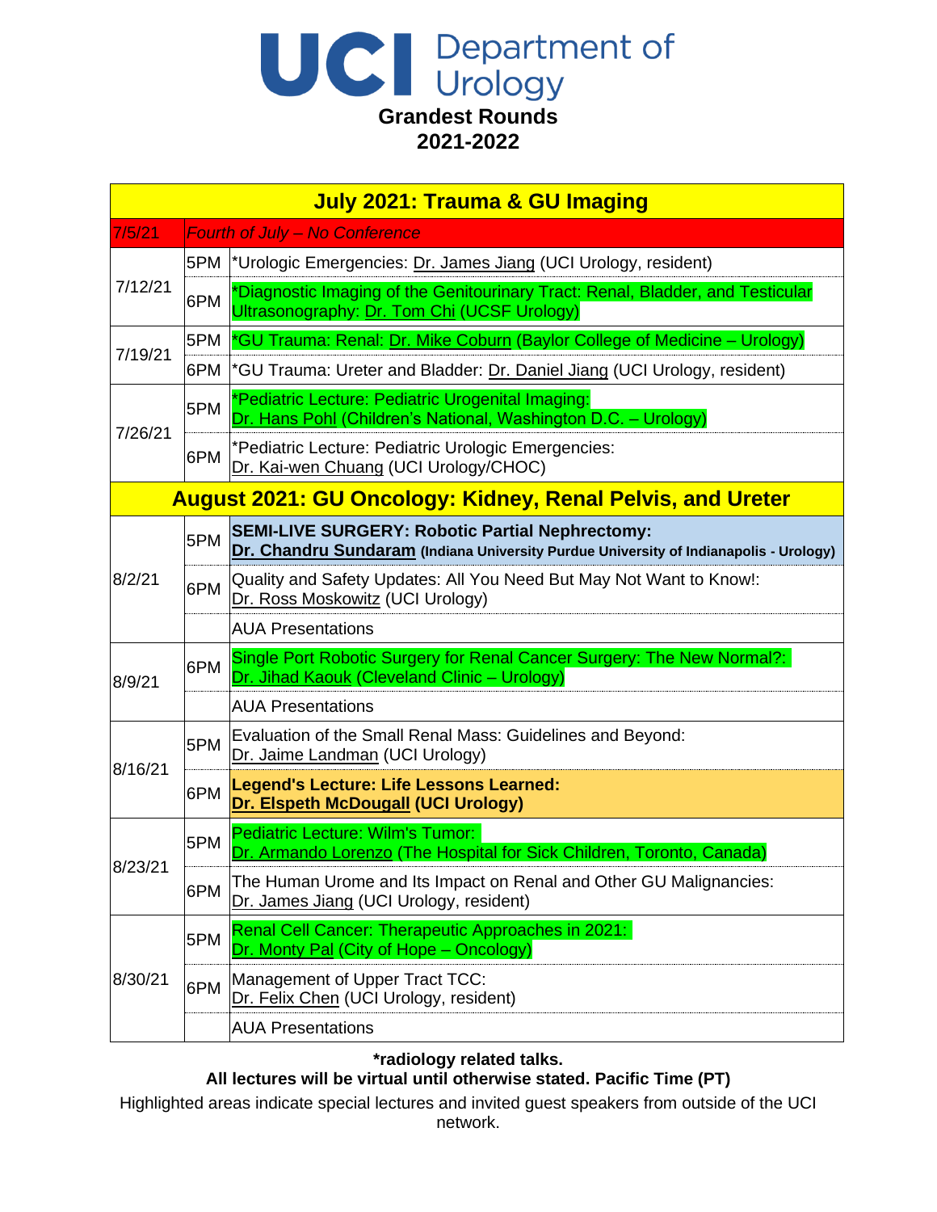# UCI Department of Urology

## Grandest Rounds
## 2021-2022

| Date | Time | Lecture |
|---|---|---|
| **July 2021: Trauma & GU Imaging** | | |
| *7/5/21* | | *Fourth of July – No Conference* |
| 7/12/21 | 5PM | *Urologic Emergencies: Dr. James Jiang (UCI Urology, resident) |
| | 6PM | *Diagnostic Imaging of the Genitourinary Tract: Renal, Bladder, and Testicular Ultrasonography: Dr. Tom Chi (UCSF Urology) |
| 7/19/21 | 5PM | *GU Trauma: Renal: Dr. Mike Coburn (Baylor College of Medicine – Urology) |
| | 6PM | *GU Trauma: Ureter and Bladder: Dr. Daniel Jiang (UCI Urology, resident) |
| 7/26/21 | 5PM | *Pediatric Lecture: Pediatric Urogenital Imaging: Dr. Hans Pohl (Children's National, Washington D.C. – Urology) |
| | 6PM | *Pediatric Lecture: Pediatric Urologic Emergencies: Dr. Kai-wen Chuang (UCI Urology/CHOC) |
| **August 2021: GU Oncology: Kidney, Renal Pelvis, and Ureter** | | |
| 8/2/21 | 5PM | **SEMI-LIVE SURGERY: Robotic Partial Nephrectomy: Dr. Chandru Sundaram (Indiana University Purdue University of Indianapolis - Urology)** |
| | 6PM | Quality and Safety Updates: All You Need But May Not Want to Know!: Dr. Ross Moskowitz (UCI Urology) |
| | | AUA Presentations |
| 8/9/21 | 6PM | Single Port Robotic Surgery for Renal Cancer Surgery: The New Normal?: Dr. Jihad Kaouk (Cleveland Clinic – Urology) |
| | | AUA Presentations |
| 8/16/21 | 5PM | Evaluation of the Small Renal Mass: Guidelines and Beyond: Dr. Jaime Landman (UCI Urology) |
| | 6PM | **Legend's Lecture: Life Lessons Learned: Dr. Elspeth McDougall (UCI Urology)** |
| 8/23/21 | 5PM | Pediatric Lecture: Wilm's Tumor: Dr. Armando Lorenzo (The Hospital for Sick Children, Toronto, Canada) |
| | 6PM | The Human Urome and Its Impact on Renal and Other GU Malignancies: Dr. James Jiang (UCI Urology, resident) |
| 8/30/21 | 5PM | Renal Cell Cancer: Therapeutic Approaches in 2021: Dr. Monty Pal (City of Hope – Oncology) |
| | 6PM | Management of Upper Tract TCC: Dr. Felix Chen (UCI Urology, resident) |
| | | AUA Presentations |

**\*radiology related talks.**

**All lectures will be virtual until otherwise stated. Pacific Time (PT)**

Highlighted areas indicate special lectures and invited guest speakers from outside of the UCI network.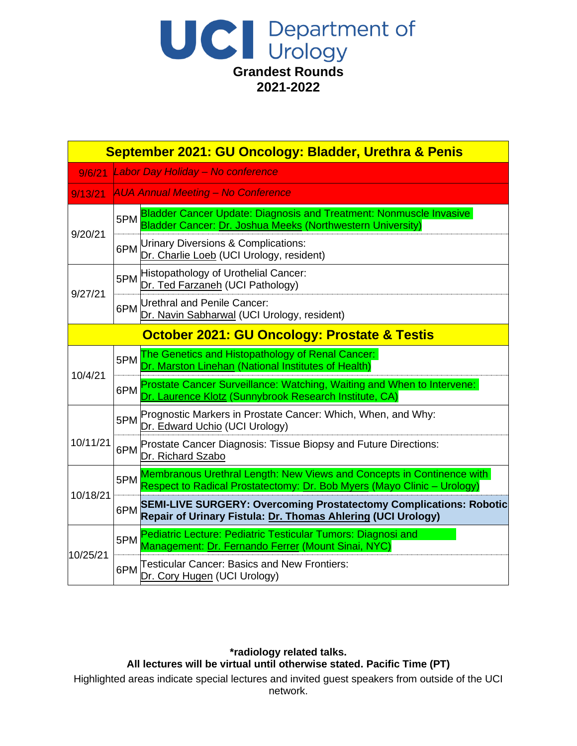# UCI Department of Urology

## Grandest Rounds
## 2021-2022

| Date | Time | Topic |
|---|---|---|
| **September 2021: GU Oncology: Bladder, Urethra & Penis** | | |
| 9/6/21 | | *Labor Day Holiday – No conference* |
| 9/13/21 | | *AUA Annual Meeting – No Conference* |
| 9/20/21 | 5PM | Bladder Cancer Update: Diagnosis and Treatment: Nonmuscle Invasive Bladder Cancer: Dr. Joshua Meeks (Northwestern University) |
| | 6PM | Urinary Diversions & Complications: Dr. Charlie Loeb (UCI Urology, resident) |
| 9/27/21 | 5PM | Histopathology of Urothelial Cancer: Dr. Ted Farzaneh (UCI Pathology) |
| | 6PM | Urethral and Penile Cancer: Dr. Navin Sabharwal (UCI Urology, resident) |
| **October 2021: GU Oncology: Prostate & Testis** | | |
| 10/4/21 | 5PM | The Genetics and Histopathology of Renal Cancer: Dr. Marston Linehan (National Institutes of Health) |
| | 6PM | Prostate Cancer Surveillance: Watching, Waiting and When to Intervene: Dr. Laurence Klotz (Sunnybrook Research Institute, CA) |
| 10/11/21 | 5PM | Prognostic Markers in Prostate Cancer: Which, When, and Why: Dr. Edward Uchio (UCI Urology) |
| | 6PM | Prostate Cancer Diagnosis: Tissue Biopsy and Future Directions: Dr. Richard Szabo |
| 10/18/21 | 5PM | Membranous Urethral Length: New Views and Concepts in Continence with Respect to Radical Prostatectomy: Dr. Bob Myers (Mayo Clinic – Urology) |
| | 6PM | **SEMI-LIVE SURGERY: Overcoming Prostatectomy Complications: Robotic Repair of Urinary Fistula: Dr. Thomas Ahlering (UCI Urology)** |
| 10/25/21 | 5PM | Pediatric Lecture: Pediatric Testicular Tumors: Diagnosi and Management: Dr. Fernando Ferrer (Mount Sinai, NYC) |
| | 6PM | Testicular Cancer: Basics and New Frontiers: Dr. Cory Hugen (UCI Urology) |

**\*radiology related talks.**

**All lectures will be virtual until otherwise stated. Pacific Time (PT)**

Highlighted areas indicate special lectures and invited guest speakers from outside of the UCI network.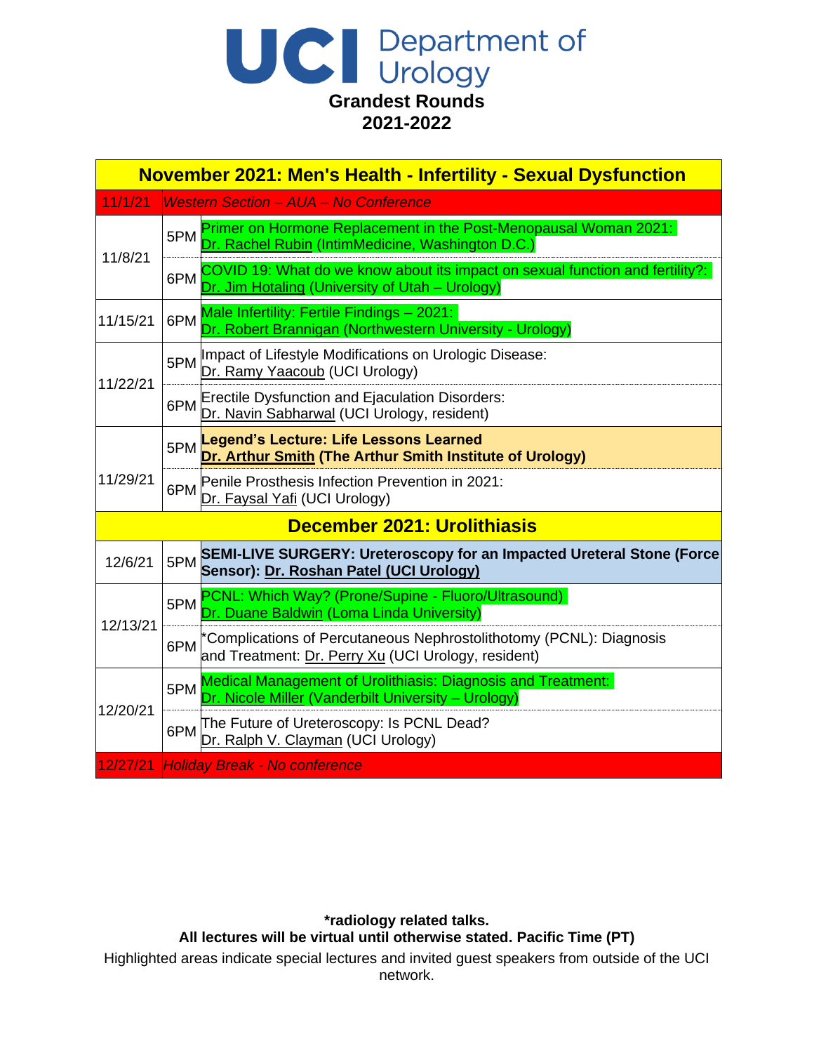# UCI Department of Urology

## Grandest Rounds
## 2021-2022

| Date | Time | Topic / Speaker |
|---|---|---|
| **November 2021: Men's Health - Infertility - Sexual Dysfunction** | | |
| 11/1/21 | | *Western Section – AUA – No Conference* |
| 11/8/21 | 5PM | Primer on Hormone Replacement in the Post-Menopausal Woman 2021: Dr. Rachel Rubin (IntimMedicine, Washington D.C.) |
| | 6PM | COVID 19: What do we know about its impact on sexual function and fertility?: Dr. Jim Hotaling (University of Utah – Urology) |
| 11/15/21 | 6PM | Male Infertility: Fertile Findings – 2021: Dr. Robert Brannigan (Northwestern University - Urology) |
| 11/22/21 | 5PM | Impact of Lifestyle Modifications on Urologic Disease: Dr. Ramy Yaacoub (UCI Urology) |
| | 6PM | Erectile Dysfunction and Ejaculation Disorders: Dr. Navin Sabharwal (UCI Urology, resident) |
| 11/29/21 | 5PM | **Legend's Lecture: Life Lessons Learned Dr. Arthur Smith (The Arthur Smith Institute of Urology)** |
| | 6PM | Penile Prosthesis Infection Prevention in 2021: Dr. Faysal Yafi (UCI Urology) |
| **December 2021: Urolithiasis** | | |
| 12/6/21 | 5PM | **SEMI-LIVE SURGERY: Ureteroscopy for an Impacted Ureteral Stone (Force Sensor): Dr. Roshan Patel (UCI Urology)** |
| 12/13/21 | 5PM | PCNL: Which Way? (Prone/Supine - Fluoro/Ultrasound) Dr. Duane Baldwin (Loma Linda University) |
| | 6PM | *Complications of Percutaneous Nephrostolithotomy (PCNL): Diagnosis and Treatment: Dr. Perry Xu (UCI Urology, resident) |
| 12/20/21 | 5PM | Medical Management of Urolithiasis: Diagnosis and Treatment: Dr. Nicole Miller (Vanderbilt University – Urology) |
| | 6PM | The Future of Ureteroscopy: Is PCNL Dead? Dr. Ralph V. Clayman (UCI Urology) |
| 12/27/21 | | *Holiday Break - No conference* |

**\*radiology related talks.**

**All lectures will be virtual until otherwise stated. Pacific Time (PT)**

Highlighted areas indicate special lectures and invited guest speakers from outside of the UCI network.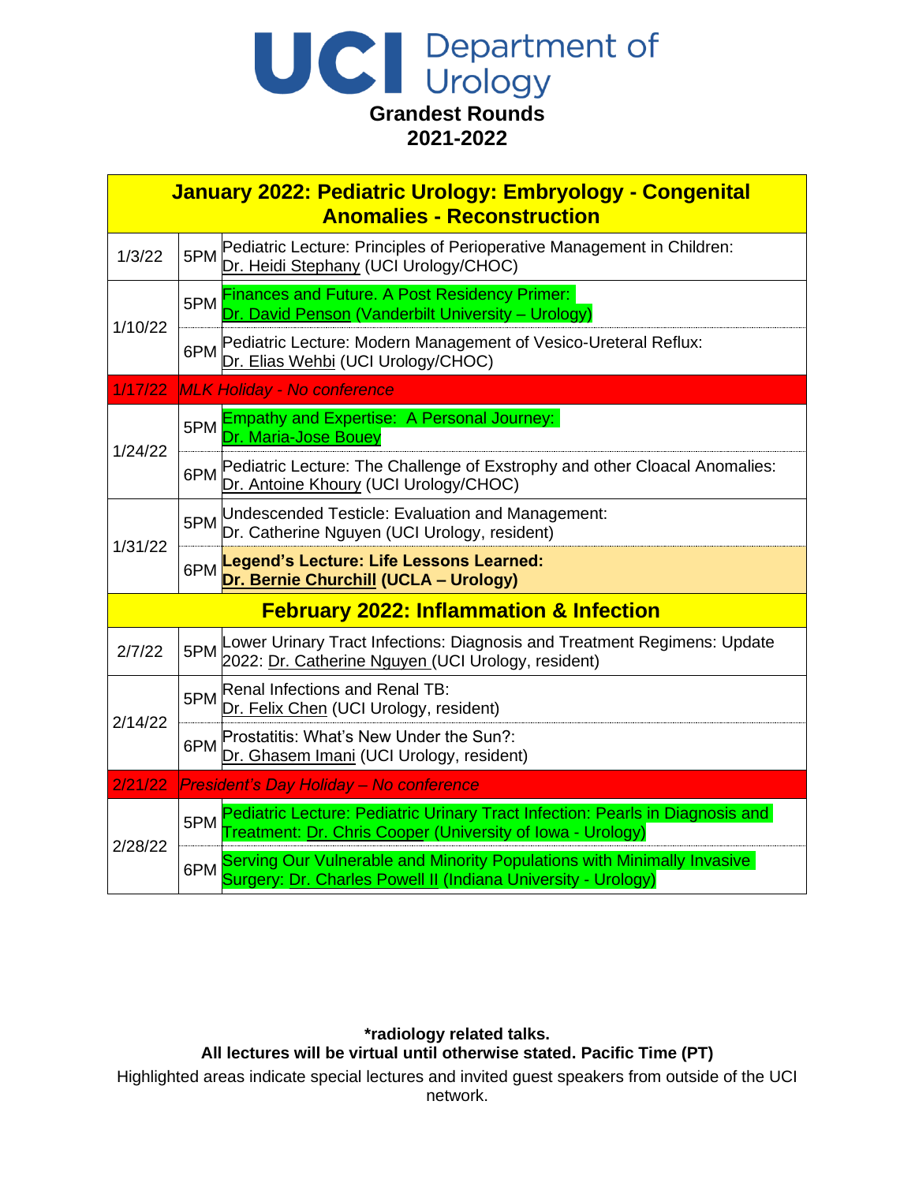# UCI Department of Urology

## Grandest Rounds 2021-2022

| Date | Time | Lecture |
|---|---|---|
| **January 2022: Pediatric Urology: Embryology - Congenital Anomalies - Reconstruction** | | |
| 1/3/22 | 5PM | Pediatric Lecture: Principles of Perioperative Management in Children: Dr. Heidi Stephany (UCI Urology/CHOC) |
| 1/10/22 | 5PM | Finances and Future. A Post Residency Primer: Dr. David Penson (Vanderbilt University – Urology) |
| | 6PM | Pediatric Lecture: Modern Management of Vesico-Ureteral Reflux: Dr. Elias Wehbi (UCI Urology/CHOC) |
| 1/17/22 | | *MLK Holiday - No conference* |
| 1/24/22 | 5PM | Empathy and Expertise: A Personal Journey: Dr. Maria-Jose Bouey |
| | 6PM | Pediatric Lecture: The Challenge of Exstrophy and other Cloacal Anomalies: Dr. Antoine Khoury (UCI Urology/CHOC) |
| 1/31/22 | 5PM | Undescended Testicle: Evaluation and Management: Dr. Catherine Nguyen (UCI Urology, resident) |
| | 6PM | **Legend's Lecture: Life Lessons Learned: Dr. Bernie Churchill (UCLA – Urology)** |
| **February 2022: Inflammation & Infection** | | |
| 2/7/22 | 5PM | Lower Urinary Tract Infections: Diagnosis and Treatment Regimens: Update 2022: Dr. Catherine Nguyen (UCI Urology, resident) |
| 2/14/22 | 5PM | Renal Infections and Renal TB: Dr. Felix Chen (UCI Urology, resident) |
| | 6PM | Prostatitis: What's New Under the Sun?: Dr. Ghasem Imani (UCI Urology, resident) |
| 2/21/22 | | *President's Day Holiday – No conference* |
| 2/28/22 | 5PM | Pediatric Lecture: Pediatric Urinary Tract Infection: Pearls in Diagnosis and Treatment: Dr. Chris Cooper (University of Iowa - Urology) |
| | 6PM | Serving Our Vulnerable and Minority Populations with Minimally Invasive Surgery: Dr. Charles Powell II (Indiana University - Urology) |

**\*radiology related talks.**

**All lectures will be virtual until otherwise stated. Pacific Time (PT)**

Highlighted areas indicate special lectures and invited guest speakers from outside of the UCI network.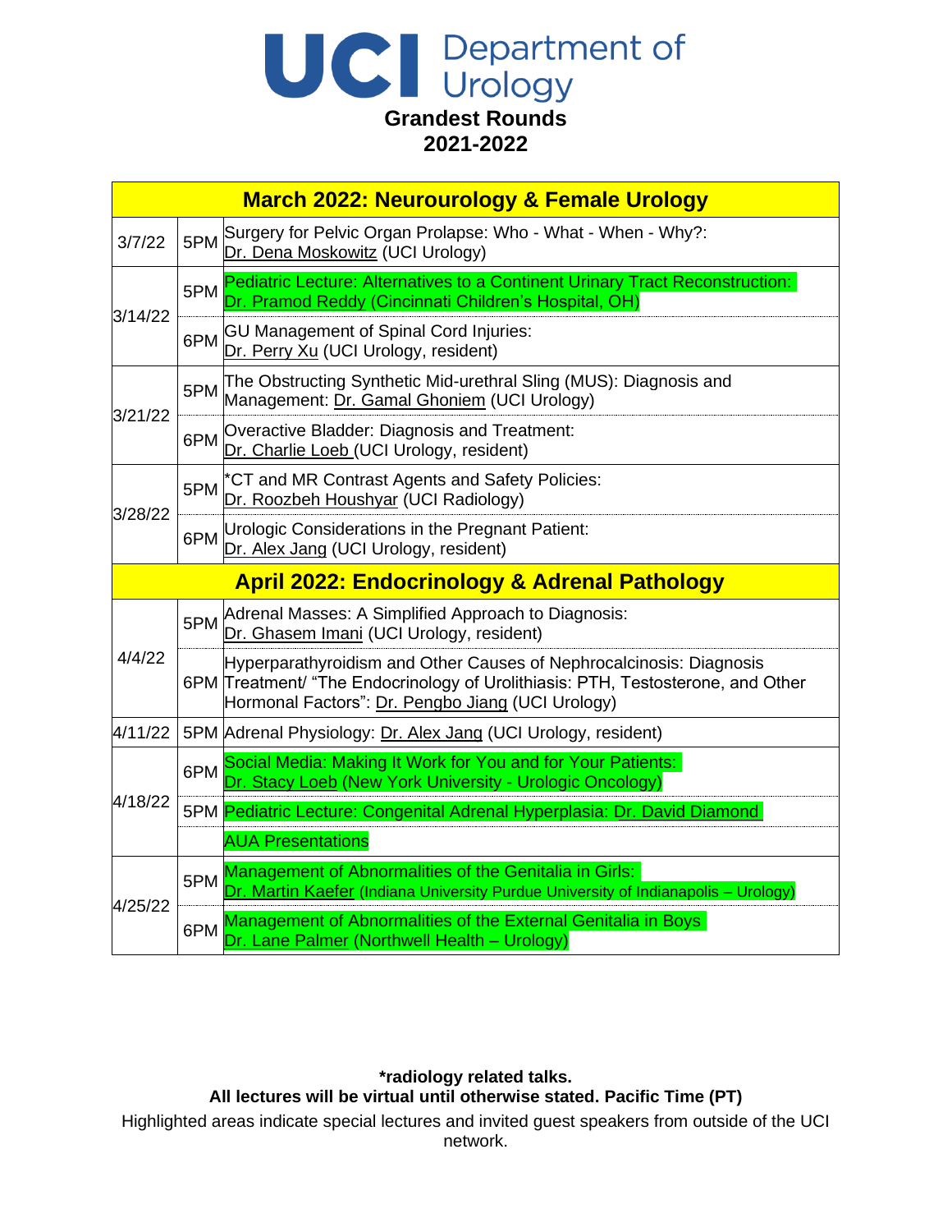# UCI Department of Urology

## Grandest Rounds
## 2021-2022

| Date | Time | Lecture |
|---|---|---|
| **March 2022: Neurourology & Female Urology** | | |
| 3/7/22 | 5PM | Surgery for Pelvic Organ Prolapse: Who - What - When - Why?: Dr. Dena Moskowitz (UCI Urology) |
| 3/14/22 | 5PM | Pediatric Lecture: Alternatives to a Continent Urinary Tract Reconstruction: Dr. Pramod Reddy (Cincinnati Children's Hospital, OH) |
| | 6PM | GU Management of Spinal Cord Injuries: Dr. Perry Xu (UCI Urology, resident) |
| 3/21/22 | 5PM | The Obstructing Synthetic Mid-urethral Sling (MUS): Diagnosis and Management: Dr. Gamal Ghoniem (UCI Urology) |
| | 6PM | Overactive Bladder: Diagnosis and Treatment: Dr. Charlie Loeb (UCI Urology, resident) |
| 3/28/22 | 5PM | *CT and MR Contrast Agents and Safety Policies: Dr. Roozbeh Houshyar (UCI Radiology) |
| | 6PM | Urologic Considerations in the Pregnant Patient: Dr. Alex Jang (UCI Urology, resident) |
| **April 2022: Endocrinology & Adrenal Pathology** | | |
| 4/4/22 | 5PM | Adrenal Masses: A Simplified Approach to Diagnosis: Dr. Ghasem Imani (UCI Urology, resident) |
| | 6PM | Hyperparathyroidism and Other Causes of Nephrocalcinosis: Diagnosis Treatment/ "The Endocrinology of Urolithiasis: PTH, Testosterone, and Other Hormonal Factors": Dr. Pengbo Jiang (UCI Urology) |
| 4/11/22 | 5PM | Adrenal Physiology: Dr. Alex Jang (UCI Urology, resident) |
| 4/18/22 | 6PM | Social Media: Making It Work for You and for Your Patients: Dr. Stacy Loeb (New York University - Urologic Oncology) |
| | 5PM | Pediatric Lecture: Congenital Adrenal Hyperplasia: Dr. David Diamond |
| | | AUA Presentations |
| 4/25/22 | 5PM | Management of Abnormalities of the Genitalia in Girls: Dr. Martin Kaefer (Indiana University Purdue University of Indianapolis – Urology) |
| | 6PM | Management of Abnormalities of the External Genitalia in Boys Dr. Lane Palmer (Northwell Health – Urology) |

**\*radiology related talks.**

**All lectures will be virtual until otherwise stated. Pacific Time (PT)**

Highlighted areas indicate special lectures and invited guest speakers from outside of the UCI network.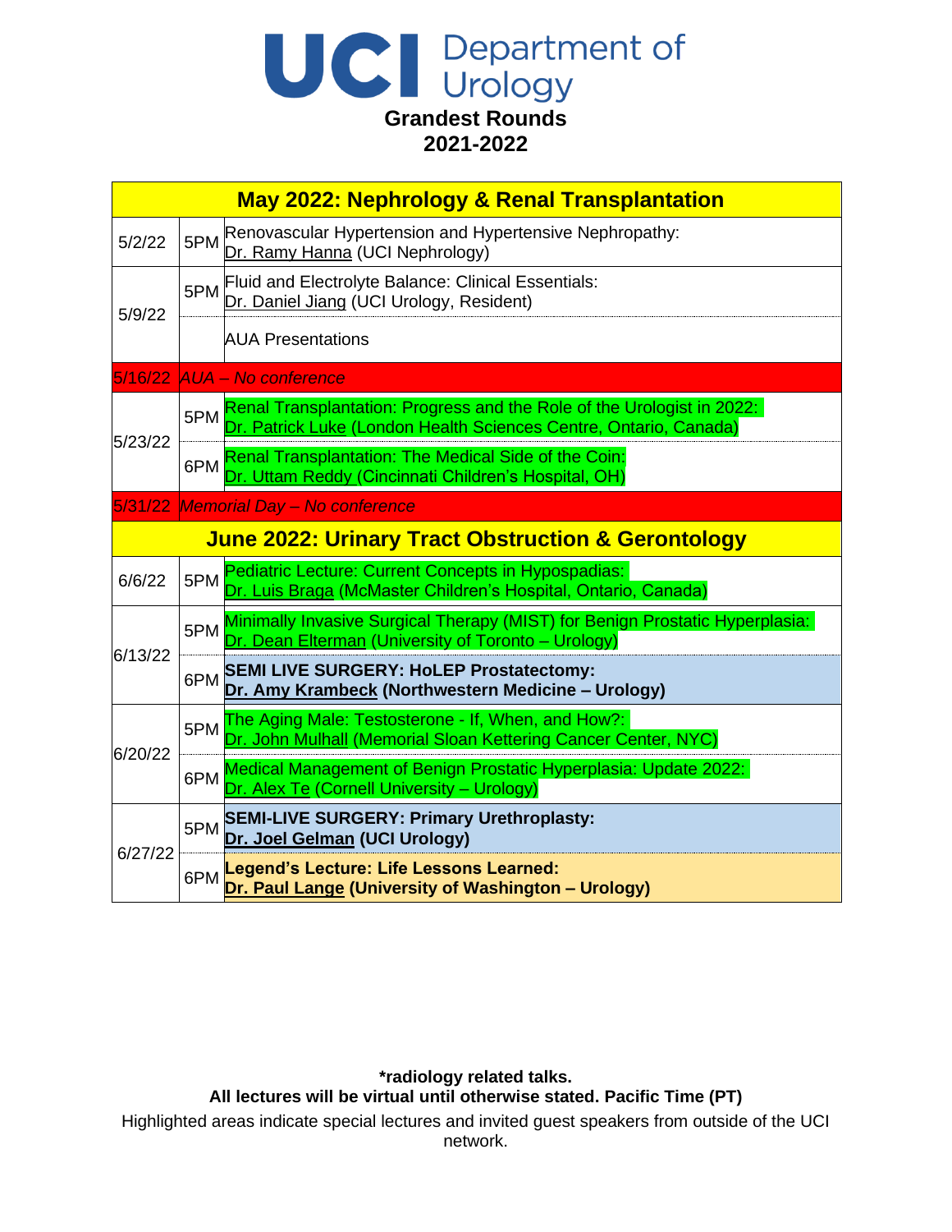# UCI Department of Urology

**Grandest Rounds**
**2021-2022**

| | | |
|---|---|---|
| **May 2022: Nephrology & Renal Transplantation** | | |
| 5/2/22 | 5PM | Renovascular Hypertension and Hypertensive Nephropathy: Dr. Ramy Hanna (UCI Nephrology) |
| 5/9/22 | 5PM | Fluid and Electrolyte Balance: Clinical Essentials: Dr. Daniel Jiang (UCI Urology, Resident) |
| | | AUA Presentations |
| 5/16/22 | *AUA – No conference* | |
| 5/23/22 | 5PM | Renal Transplantation: Progress and the Role of the Urologist in 2022: Dr. Patrick Luke (London Health Sciences Centre, Ontario, Canada) |
| | 6PM | Renal Transplantation: The Medical Side of the Coin: Dr. Uttam Reddy (Cincinnati Children's Hospital, OH) |
| 5/31/22 | *Memorial Day – No conference* | |
| **June 2022: Urinary Tract Obstruction & Gerontology** | | |
| 6/6/22 | 5PM | Pediatric Lecture: Current Concepts in Hypospadias: Dr. Luis Braga (McMaster Children's Hospital, Ontario, Canada) |
| 6/13/22 | 5PM | Minimally Invasive Surgical Therapy (MIST) for Benign Prostatic Hyperplasia: Dr. Dean Elterman (University of Toronto – Urology) |
| | 6PM | **SEMI LIVE SURGERY: HoLEP Prostatectomy: Dr. Amy Krambeck (Northwestern Medicine – Urology)** |
| 6/20/22 | 5PM | The Aging Male: Testosterone - If, When, and How?: Dr. John Mulhall (Memorial Sloan Kettering Cancer Center, NYC) |
| | 6PM | Medical Management of Benign Prostatic Hyperplasia: Update 2022: Dr. Alex Te (Cornell University – Urology) |
| 6/27/22 | 5PM | **SEMI-LIVE SURGERY: Primary Urethroplasty: Dr. Joel Gelman (UCI Urology)** |
| | 6PM | **Legend's Lecture: Life Lessons Learned: Dr. Paul Lange (University of Washington – Urology)** |

**\*radiology related talks.**
**All lectures will be virtual until otherwise stated. Pacific Time (PT)**

Highlighted areas indicate special lectures and invited guest speakers from outside of the UCI network.